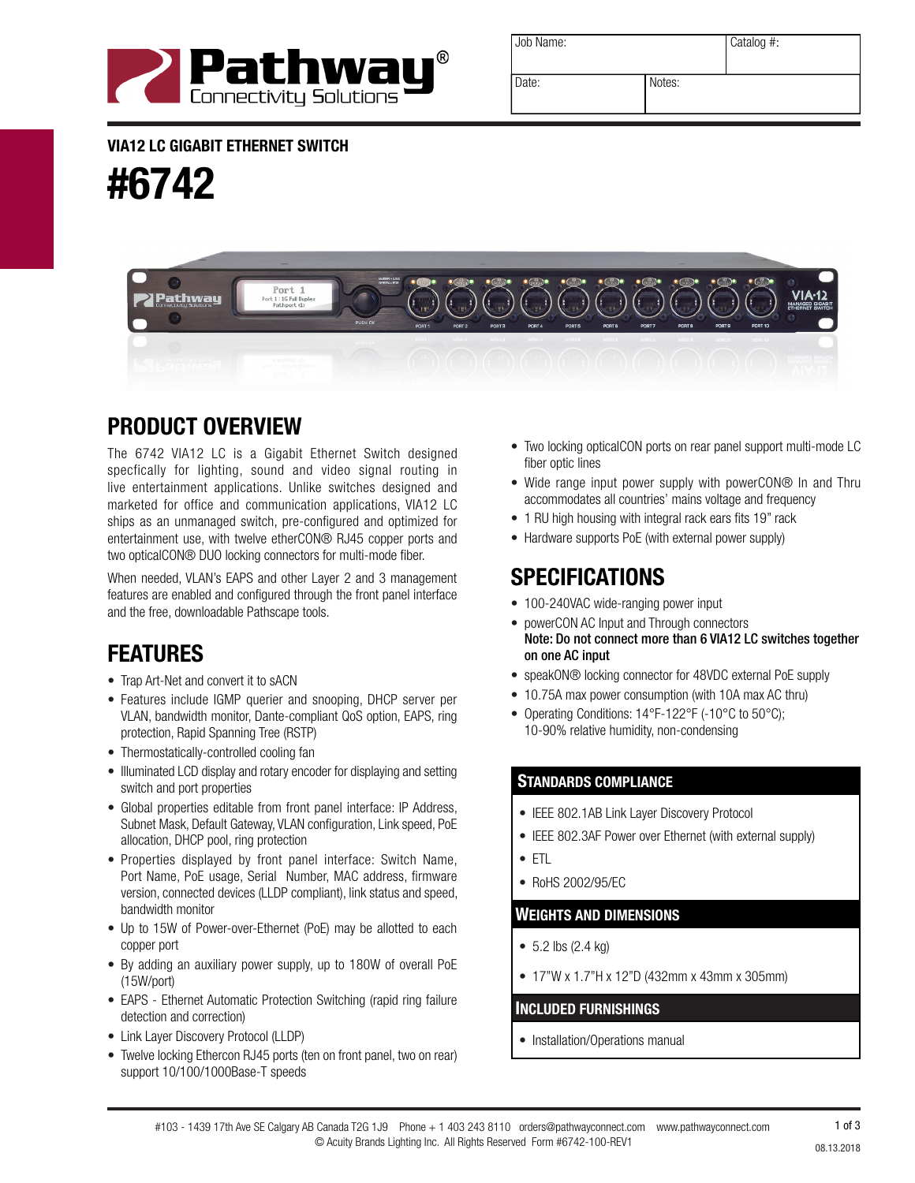| Job Name: | | Catalog #: |
|---|---|---|
| Date: | Notes: | |

**VIA12 LC GIGABIT ETHERNET SWITCH**

# #6742

## PRODUCT OVERVIEW

The 6742 VIA12 LC is a Gigabit Ethernet Switch designed specfically for lighting, sound and video signal routing in live entertainment applications. Unlike switches designed and marketed for office and communication applications, VIA12 LC ships as an unmanaged switch, pre-configured and optimized for entertainment use, with twelve etherCON® RJ45 copper ports and two opticalCON® DUO locking connectors for multi-mode fiber.

When needed, VLAN's EAPS and other Layer 2 and 3 management features are enabled and configured through the front panel interface and the free, downloadable Pathscape tools.

## FEATURES

- Trap Art-Net and convert it to sACN
- Features include IGMP querier and snooping, DHCP server per VLAN, bandwidth monitor, Dante-compliant QoS option, EAPS, ring protection, Rapid Spanning Tree (RSTP)
- Thermostatically-controlled cooling fan
- Illuminated LCD display and rotary encoder for displaying and setting switch and port properties
- Global properties editable from front panel interface: IP Address, Subnet Mask, Default Gateway, VLAN configuration, Link speed, PoE allocation, DHCP pool, ring protection
- Properties displayed by front panel interface: Switch Name, Port Name, PoE usage, Serial Number, MAC address, firmware version, connected devices (LLDP compliant), link status and speed, bandwidth monitor
- Up to 15W of Power-over-Ethernet (PoE) may be allotted to each copper port
- By adding an auxiliary power supply, up to 180W of overall PoE (15W/port)
- EAPS - Ethernet Automatic Protection Switching (rapid ring failure detection and correction)
- Link Layer Discovery Protocol (LLDP)
- Twelve locking Ethercon RJ45 ports (ten on front panel, two on rear) support 10/100/1000Base-T speeds
- Two locking opticalCON ports on rear panel support multi-mode LC fiber optic lines
- Wide range input power supply with powerCON® In and Thru accommodates all countries' mains voltage and frequency
- 1 RU high housing with integral rack ears fits 19" rack
- Hardware supports PoE (with external power supply)

## SPECIFICATIONS

- 100-240VAC wide-ranging power input
- powerCON AC Input and Through connectors
  **Note: Do not connect more than 6 VIA12 LC switches together on one AC input**
- speakON® locking connector for 48VDC external PoE supply
- 10.75A max power consumption (with 10A max AC thru)
- Operating Conditions: 14°F-122°F (-10°C to 50°C); 10-90% relative humidity, non-condensing

### STANDARDS COMPLIANCE

- IEEE 802.1AB Link Layer Discovery Protocol
- IEEE 802.3AF Power over Ethernet (with external supply)
- ETL
- RoHS 2002/95/EC

### WEIGHTS AND DIMENSIONS

- 5.2 lbs (2.4 kg)
- 17"W x 1.7"H x 12"D (432mm x 43mm x 305mm)

### INCLUDED FURNISHINGS

- Installation/Operations manual

#103 - 1439 17th Ave SE Calgary AB Canada T2G 1J9 Phone + 1 403 243 8110 orders@pathwayconnect.com www.pathwayconnect.com
© Acuity Brands Lighting Inc. All Rights Reserved Form #6742-100-REV1
08.13.2018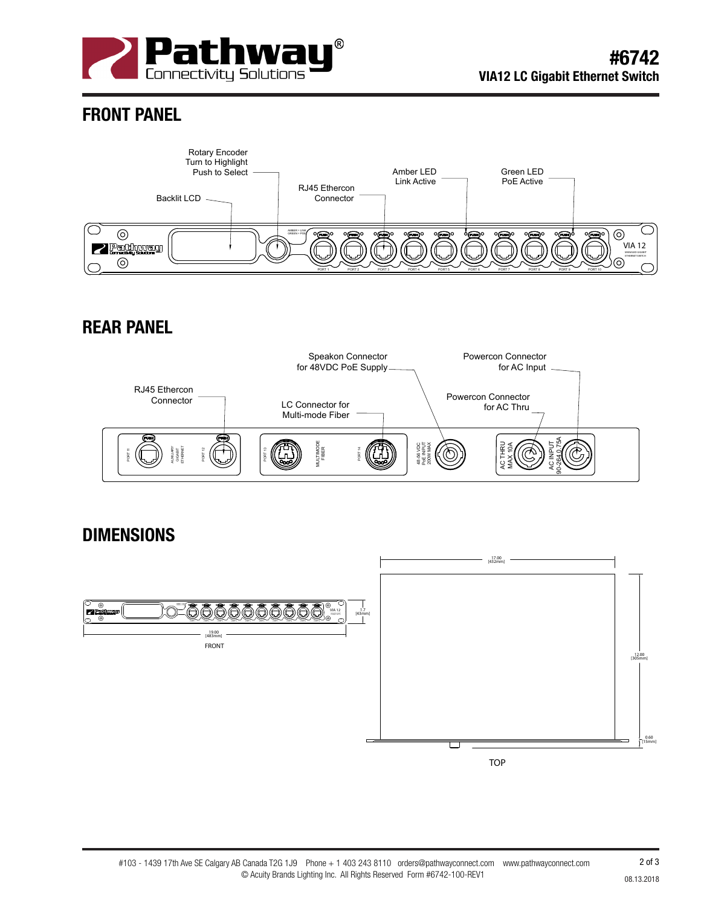# #6742
## VIA12 LC Gigabit Ethernet Switch

## FRONT PANEL

Rotary Encoder
Turn to Highlight
Push to Select

Backlit LCD

RJ45 Ethercon
Connector

Amber LED
Link Active

Green LED
PoE Active

## REAR PANEL

Speakon Connector
for 48VDC PoE Supply

Powercon Connector
for AC Input

RJ45 Ethercon
Connector

LC Connector for
Multi-mode Fiber

Powercon Connector
for AC Thru

## DIMENSIONS

17.00 [432mm]

1.7 [43mm]

19.00 [483mm]

FRONT

12.00 [305mm]

0.60 [15mm]

TOP

#103 - 1439 17th Ave SE Calgary AB Canada T2G 1J9 Phone + 1 403 243 8110 orders@pathwayconnect.com www.pathwayconnect.com
© Acuity Brands Lighting Inc. All Rights Reserved Form #6742-100-REV1

08.13.2018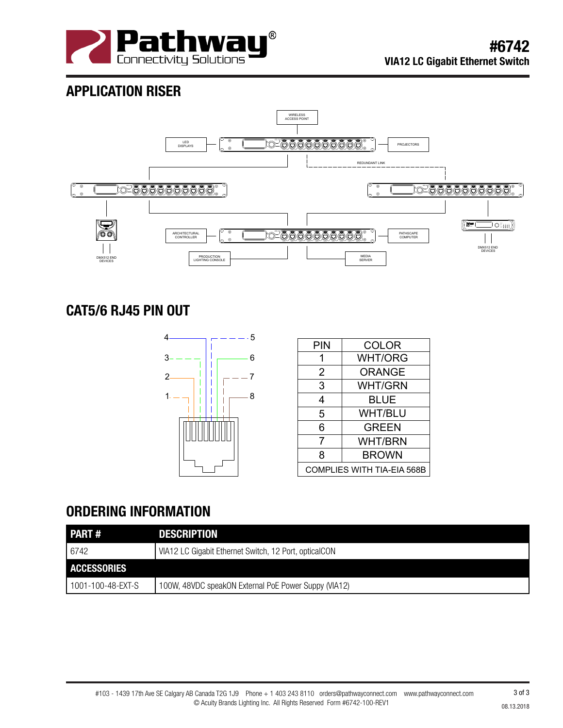## APPLICATION RISER

WIRELESS ACCESS POINT

LED DISPLAYS

PROJECTORS

REDUNDANT LINK

ARCHITECTURAL CONTROLLER

PATHSCAPE COMPUTER

DMX512 END DEVICES

PRODUCTION LIGHTING CONSOLE

MEDIA SERVER

DMX512 END DEVICES

## CAT5/6 RJ45 PIN OUT

4 5 3 6 2 7 1 8

| PIN | COLOR |
|---|---|
| 1 | WHT/ORG |
| 2 | ORANGE |
| 3 | WHT/GRN |
| 4 | BLUE |
| 5 | WHT/BLU |
| 6 | GREEN |
| 7 | WHT/BRN |
| 8 | BROWN |
| COMPLIES WITH TIA-EIA 568B | |

## ORDERING INFORMATION

| PART # | DESCRIPTION |
|---|---|
| 6742 | VIA12 LC Gigabit Ethernet Switch, 12 Port, opticalCON |
| **ACCESSORIES** | |
| 1001-100-48-EXT-S | 100W, 48VDC speakON External PoE Power Suppy (VIA12) |

#103 - 1439 17th Ave SE Calgary AB Canada T2G 1J9 Phone + 1 403 243 8110 orders@pathwayconnect.com www.pathwayconnect.com
© Acuity Brands Lighting Inc. All Rights Reserved Form #6742-100-REV1

08.13.2018